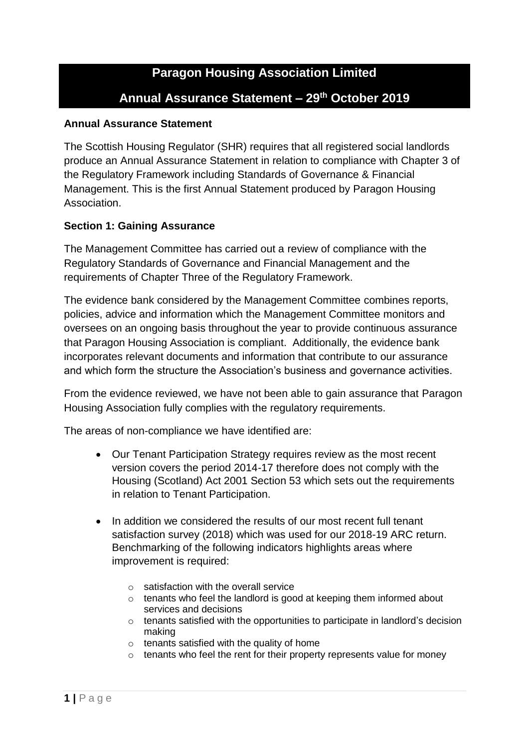# Paragon Housing Association Limited

## Annual Assurance Statement – 29th October 2019

**Annual Assurance Statement**

The Scottish Housing Regulator (SHR) requires that all registered social landlords produce an Annual Assurance Statement in relation to compliance with Chapter 3 of the Regulatory Framework including Standards of Governance & Financial Management. This is the first Annual Statement produced by Paragon Housing Association.

**Section 1: Gaining Assurance**

The Management Committee has carried out a review of compliance with the Regulatory Standards of Governance and Financial Management and the requirements of Chapter Three of the Regulatory Framework.

The evidence bank considered by the Management Committee combines reports, policies, advice and information which the Management Committee monitors and oversees on an ongoing basis throughout the year to provide continuous assurance that Paragon Housing Association is compliant. Additionally, the evidence bank incorporates relevant documents and information that contribute to our assurance and which form the structure the Association's business and governance activities.

From the evidence reviewed, we have not been able to gain assurance that Paragon Housing Association fully complies with the regulatory requirements.

The areas of non-compliance we have identified are:

- Our Tenant Participation Strategy requires review as the most recent version covers the period 2014-17 therefore does not comply with the Housing (Scotland) Act 2001 Section 53 which sets out the requirements in relation to Tenant Participation.
- In addition we considered the results of our most recent full tenant satisfaction survey (2018) which was used for our 2018-19 ARC return. Benchmarking of the following indicators highlights areas where improvement is required:
  - satisfaction with the overall service
  - tenants who feel the landlord is good at keeping them informed about services and decisions
  - tenants satisfied with the opportunities to participate in landlord's decision making
  - tenants satisfied with the quality of home
  - tenants who feel the rent for their property represents value for money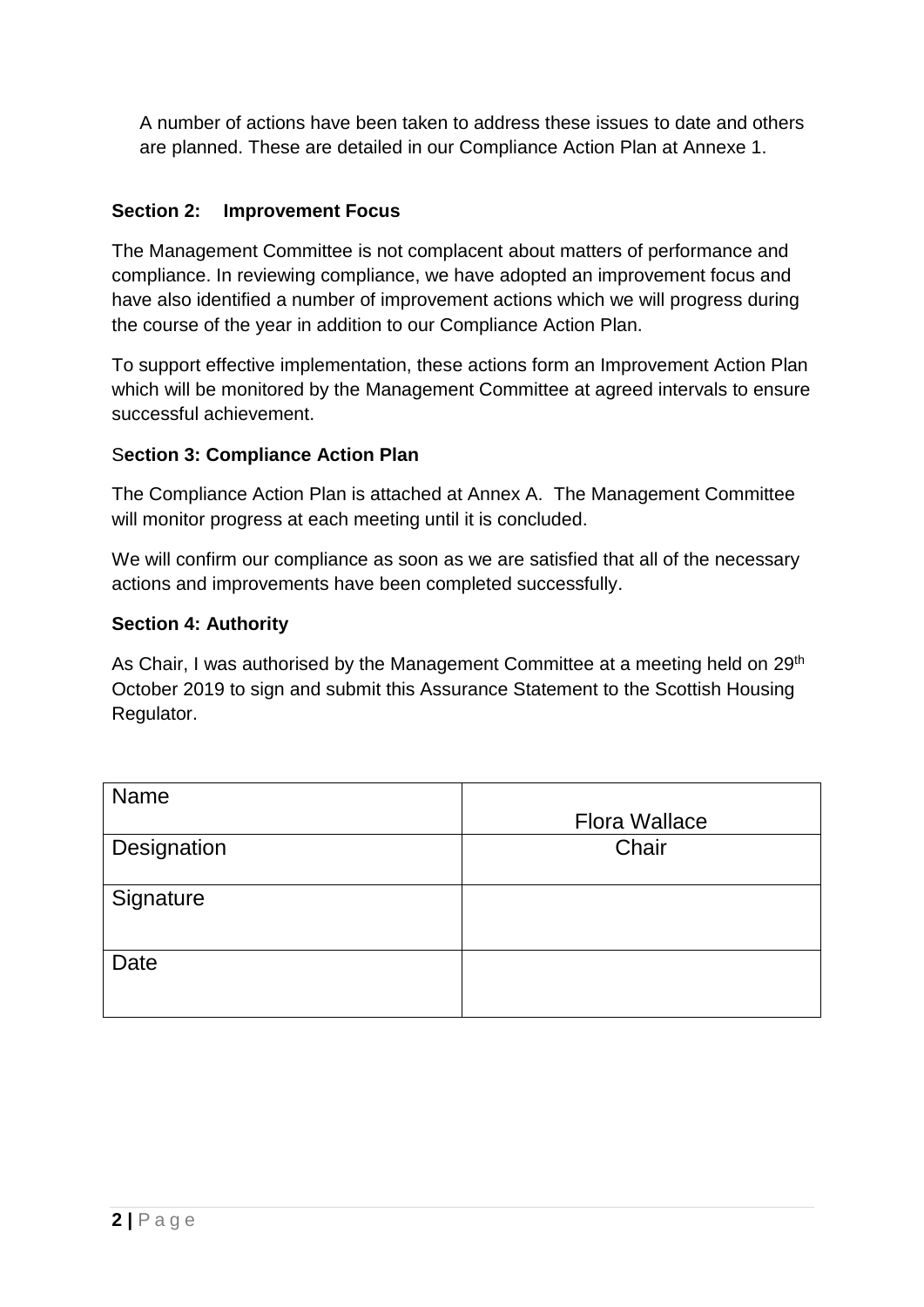A number of actions have been taken to address these issues to date and others are planned. These are detailed in our Compliance Action Plan at Annexe 1.

**Section 2: Improvement Focus**

The Management Committee is not complacent about matters of performance and compliance. In reviewing compliance, we have adopted an improvement focus and have also identified a number of improvement actions which we will progress during the course of the year in addition to our Compliance Action Plan.

To support effective implementation, these actions form an Improvement Action Plan which will be monitored by the Management Committee at agreed intervals to ensure successful achievement.

**Section 3: Compliance Action Plan**

The Compliance Action Plan is attached at Annex A. The Management Committee will monitor progress at each meeting until it is concluded.

We will confirm our compliance as soon as we are satisfied that all of the necessary actions and improvements have been completed successfully.

**Section 4: Authority**

As Chair, I was authorised by the Management Committee at a meeting held on 29th October 2019 to sign and submit this Assurance Statement to the Scottish Housing Regulator.

| Name | Flora Wallace |
|---|---|
| Designation | Chair |
| Signature | |
| Date | |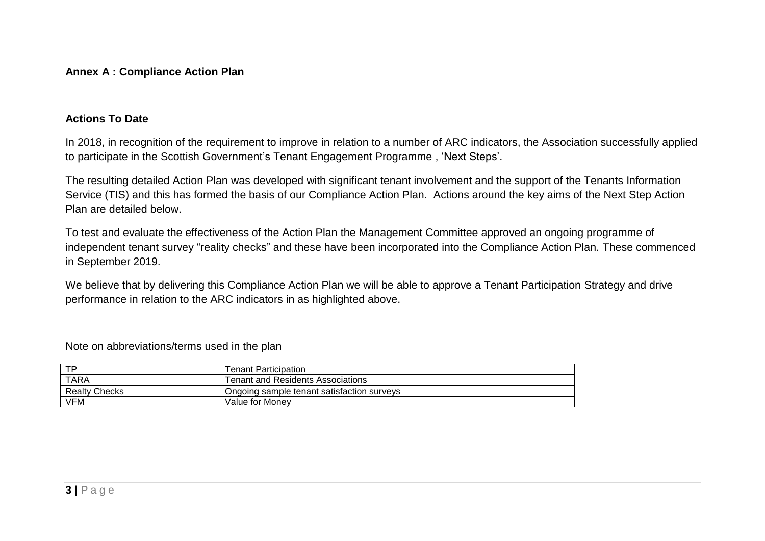**Annex A : Compliance Action Plan**

**Actions To Date**

In 2018, in recognition of the requirement to improve in relation to a number of ARC indicators, the Association successfully applied to participate in the Scottish Government's Tenant Engagement Programme , 'Next Steps'.

The resulting detailed Action Plan was developed with significant tenant involvement and the support of the Tenants Information Service (TIS) and this has formed the basis of our Compliance Action Plan. Actions around the key aims of the Next Step Action Plan are detailed below.

To test and evaluate the effectiveness of the Action Plan the Management Committee approved an ongoing programme of independent tenant survey "reality checks" and these have been incorporated into the Compliance Action Plan. These commenced in September 2019.

We believe that by delivering this Compliance Action Plan we will be able to approve a Tenant Participation Strategy and drive performance in relation to the ARC indicators in as highlighted above.

Note on abbreviations/terms used in the plan

| TP | Tenant Participation |
|---|---|
| TARA | Tenant and Residents Associations |
| Realty Checks | Ongoing sample tenant satisfaction surveys |
| VFM | Value for Money |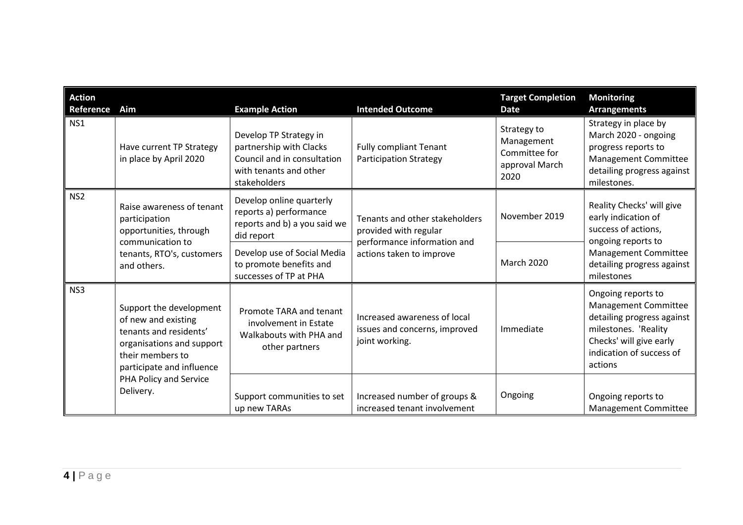| Action Reference | Aim | Example Action | Intended Outcome | Target Completion Date | Monitoring Arrangements |
|---|---|---|---|---|---|
| NS1 | Have current TP Strategy in place by April 2020 | Develop TP Strategy in partnership with Clacks Council and in consultation with tenants and other stakeholders | Fully compliant Tenant Participation Strategy | Strategy to Management Committee for approval March 2020 | Strategy in place by March 2020 - ongoing progress reports to Management Committee detailing progress against milestones. |
| NS2 | Raise awareness of tenant participation opportunities, through communication to tenants, RTO's, customers and others. | Develop online quarterly reports a) performance reports and b) a you said we did report | Tenants and other stakeholders provided with regular performance information and actions taken to improve | November 2019 | Reality Checks' will give early indication of success of actions, ongoing reports to Management Committee detailing progress against milestones |
| | | Develop use of Social Media to promote benefits and successes of TP at PHA | | March 2020 | |
| NS3 | Support the development of new and existing tenants and residents' organisations and support their members to participate and influence PHA Policy and Service Delivery. | Promote TARA and tenant involvement in Estate Walkabouts with PHA and other partners | Increased awareness of local issues and concerns, improved joint working. | Immediate | Ongoing reports to Management Committee detailing progress against milestones. 'Reality Checks' will give early indication of success of actions |
| | | Support communities to set up new TARAs | Increased number of groups & increased tenant involvement | Ongoing | Ongoing reports to Management Committee |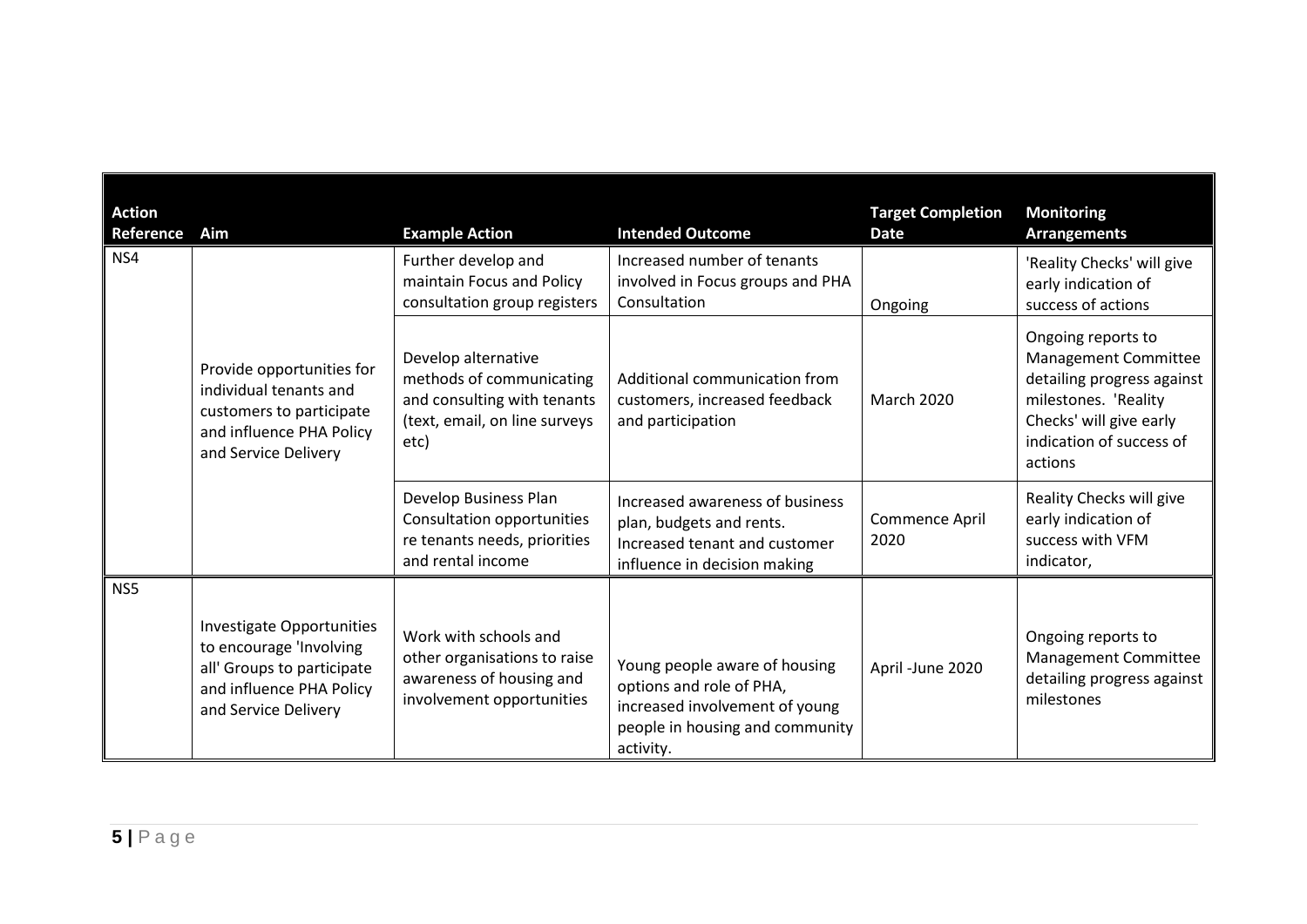| Action Reference | Aim | Example Action | Intended Outcome | Target Completion Date | Monitoring Arrangements |
|---|---|---|---|---|---|
| NS4 | Provide opportunities for individual tenants and customers to participate and influence PHA Policy and Service Delivery | Further develop and maintain Focus and Policy consultation group registers | Increased number of tenants involved in Focus groups and PHA Consultation | Ongoing | 'Reality Checks' will give early indication of success of actions |
| | | Develop alternative methods of communicating and consulting with tenants (text, email, on line surveys etc) | Additional communication from customers, increased feedback and participation | March 2020 | Ongoing reports to Management Committee detailing progress against milestones. 'Reality Checks' will give early indication of success of actions |
| | | Develop Business Plan Consultation opportunities re tenants needs, priorities and rental income | Increased awareness of business plan, budgets and rents. Increased tenant and customer influence in decision making | Commence April 2020 | Reality Checks will give early indication of success with VFM indicator, |
| NS5 | Investigate Opportunities to encourage 'Involving all' Groups to participate and influence PHA Policy and Service Delivery | Work with schools and other organisations to raise awareness of housing and involvement opportunities | Young people aware of housing options and role of PHA, increased involvement of young people in housing and community activity. | April -June 2020 | Ongoing reports to Management Committee detailing progress against milestones |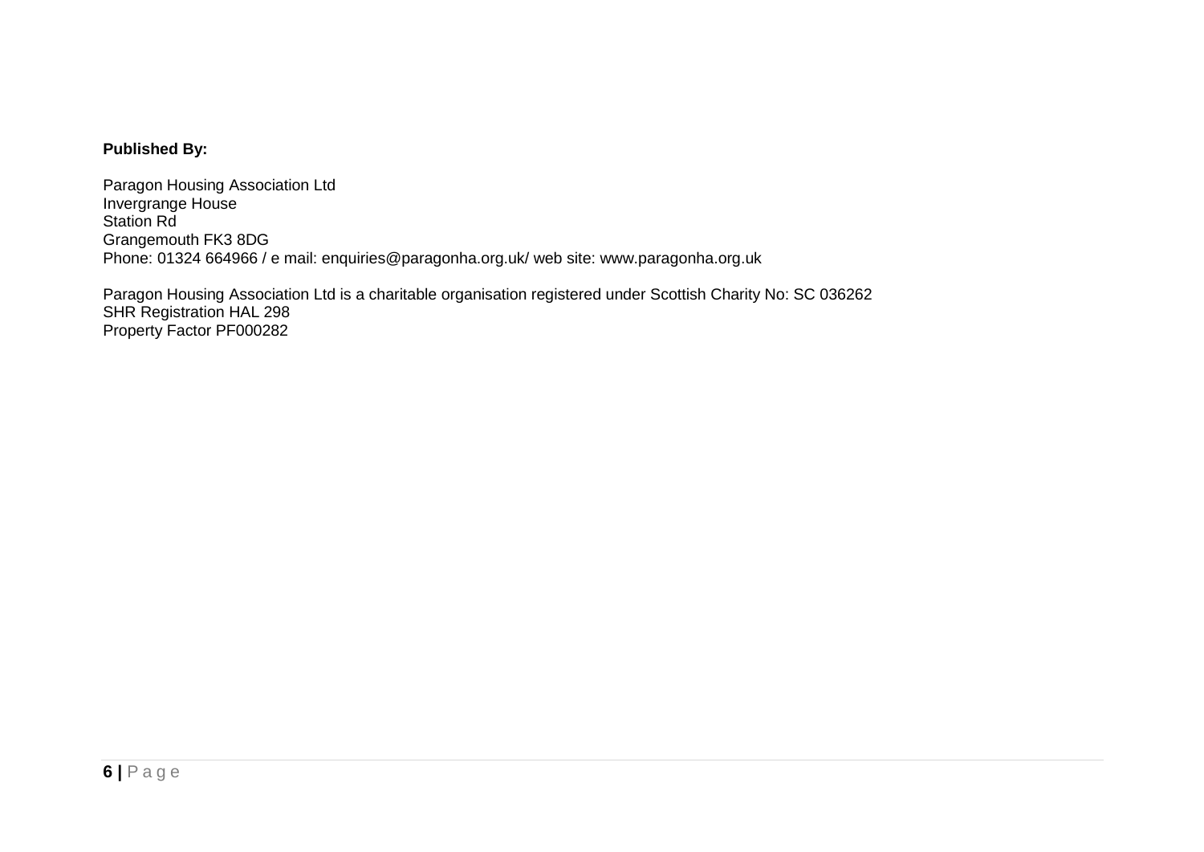**Published By:**

Paragon Housing Association Ltd
Invergrange House
Station Rd
Grangemouth FK3 8DG
Phone: 01324 664966 / e mail: enquiries@paragonha.org.uk/ web site: www.paragonha.org.uk

Paragon Housing Association Ltd is a charitable organisation registered under Scottish Charity No: SC 036262
SHR Registration HAL 298
Property Factor PF000282